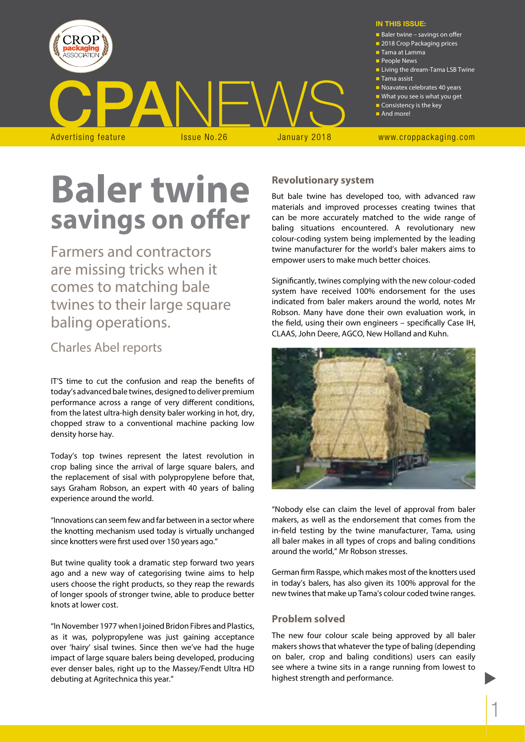# CPA NEWS

Advertising feature | Issue No.26 | January 2018 | www.croppackaging.com

**IN THIS ISSUE:**

- Baler twine – savings on offer
- 2018 Crop Packaging prices
- Tama at Lamma
- People News
- Living the dream-Tama LSB Twine
- Tama assist
- Noavatex celebrates 40 years
- What you see is what you get
- Consistency is the key
- And more!

# Baler twine savings on offer

Farmers and contractors are missing tricks when it comes to matching bale twines to their large square baling operations.

Charles Abel reports

IT'S time to cut the confusion and reap the benefits of today's advanced bale twines, designed to deliver premium performance across a range of very different conditions, from the latest ultra-high density baler working in hot, dry, chopped straw to a conventional machine packing low density horse hay.

Today's top twines represent the latest revolution in crop baling since the arrival of large square balers, and the replacement of sisal with polypropylene before that, says Graham Robson, an expert with 40 years of baling experience around the world.

"Innovations can seem few and far between in a sector where the knotting mechanism used today is virtually unchanged since knotters were first used over 150 years ago."

But twine quality took a dramatic step forward two years ago and a new way of categorising twine aims to help users choose the right products, so they reap the rewards of longer spools of stronger twine, able to produce better knots at lower cost.

"In November 1977 when I joined Bridon Fibres and Plastics, as it was, polypropylene was just gaining acceptance over 'hairy' sisal twines. Since then we've had the huge impact of large square balers being developed, producing ever denser bales, right up to the Massey/Fendt Ultra HD debuting at Agritechnica this year."

## Revolutionary system

But bale twine has developed too, with advanced raw materials and improved processes creating twines that can be more accurately matched to the wide range of baling situations encountered. A revolutionary new colour-coding system being implemented by the leading twine manufacturer for the world's baler makers aims to empower users to make much better choices.

Significantly, twines complying with the new colour-coded system have received 100% endorsement for the uses indicated from baler makers around the world, notes Mr Robson. Many have done their own evaluation work, in the field, using their own engineers – specifically Case IH, CLAAS, John Deere, AGCO, New Holland and Kuhn.

"Nobody else can claim the level of approval from baler makers, as well as the endorsement that comes from the in-field testing by the twine manufacturer, Tama, using all baler makes in all types of crops and baling conditions around the world," Mr Robson stresses.

German firm Rasspe, which makes most of the knotters used in today's balers, has also given its 100% approval for the new twines that make up Tama's colour coded twine ranges.

## Problem solved

The new four colour scale being approved by all baler makers shows that whatever the type of baling (depending on baler, crop and baling conditions) users can easily see where a twine sits in a range running from lowest to highest strength and performance.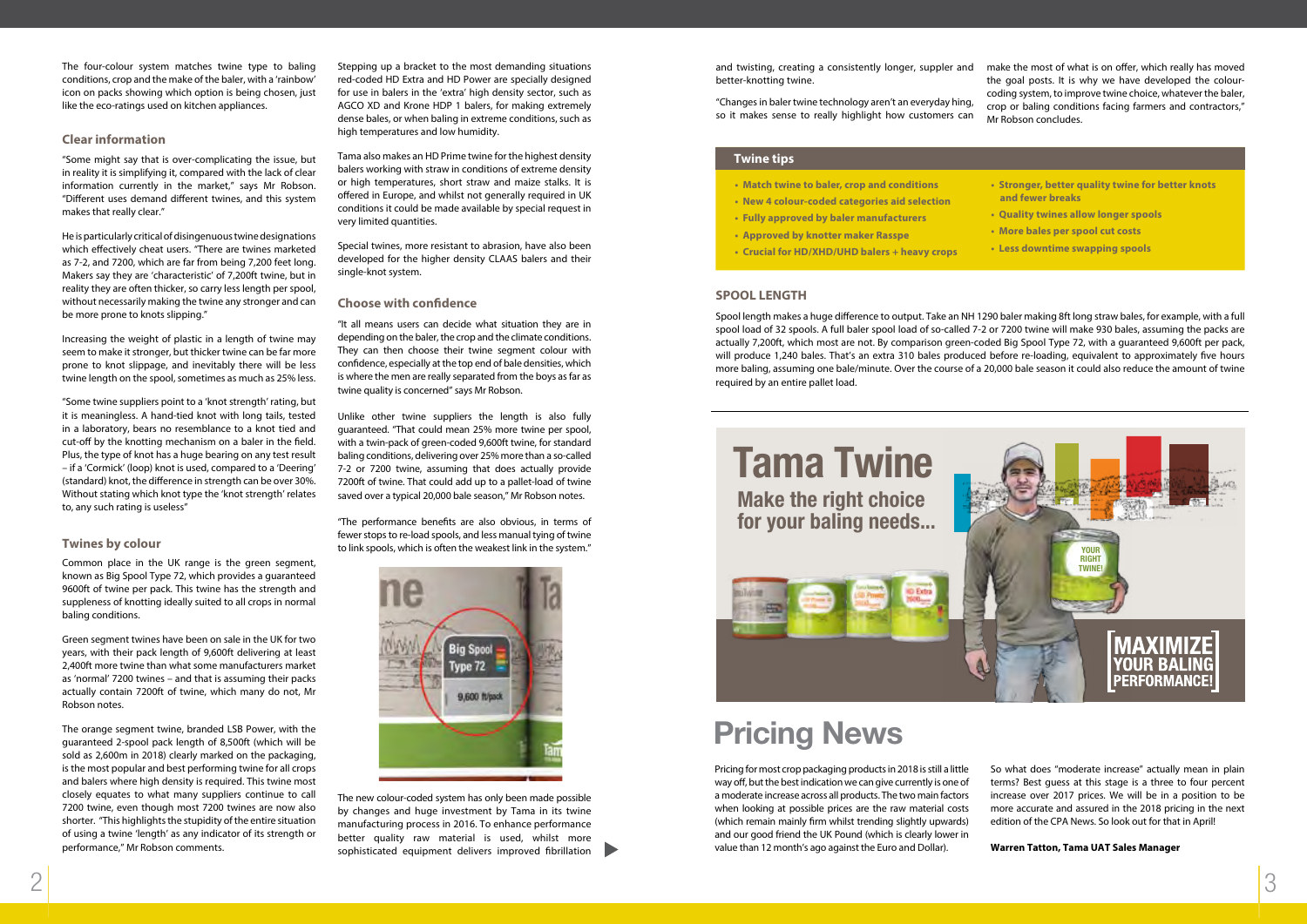The four-colour system matches twine type to baling conditions, crop and the make of the baler, with a 'rainbow' icon on packs showing which option is being chosen, just like the eco-ratings used on kitchen appliances.

### Clear information

"Some might say that is over-complicating the issue, but in reality it is simplifying it, compared with the lack of clear information currently in the market," says Mr Robson. "Different uses demand different twines, and this system makes that really clear."

He is particularly critical of disingenuous twine designations which effectively cheat users. "There are twines marketed as 7-2, and 7200, which are far from being 7,200 feet long. Makers say they are 'characteristic' of 7,200ft twine, but in reality they are often thicker, so carry less length per spool, without necessarily making the twine any stronger and can be more prone to knots slipping."

Increasing the weight of plastic in a length of twine may seem to make it stronger, but thicker twine can be far more prone to knot slippage, and inevitably there will be less twine length on the spool, sometimes as much as 25% less.

"Some twine suppliers point to a 'knot strength' rating, but it is meaningless. A hand-tied knot with long tails, tested in a laboratory, bears no resemblance to a knot tied and cut-off by the knotting mechanism on a baler in the field. Plus, the type of knot has a huge bearing on any test result – if a 'Cormick' (loop) knot is used, compared to a 'Deering' (standard) knot, the difference in strength can be over 30%. Without stating which knot type the 'knot strength' relates to, any such rating is useless"

### Twines by colour

Common place in the UK range is the green segment, known as Big Spool Type 72, which provides a guaranteed 9600ft of twine per pack. This twine has the strength and suppleness of knotting ideally suited to all crops in normal baling conditions.

Green segment twines have been on sale in the UK for two years, with their pack length of 9,600ft delivering at least 2,400ft more twine than what some manufacturers market as 'normal' 7200 twines – and that is assuming their packs actually contain 7200ft of twine, which many do not, Mr Robson notes.

The orange segment twine, branded LSB Power, with the guaranteed 2-spool pack length of 8,500ft (which will be sold as 2,600m in 2018) clearly marked on the packaging, is the most popular and best performing twine for all crops and balers where high density is required. This twine most closely equates to what many suppliers continue to call 7200 twine, even though most 7200 twines are now also shorter. "This highlights the stupidity of the entire situation of using a twine 'length' as any indicator of its strength or performance," Mr Robson comments.

Stepping up a bracket to the most demanding situations red-coded HD Extra and HD Power are specially designed for use in balers in the 'extra' high density sector, such as AGCO XD and Krone HDP 1 balers, for making extremely dense bales, or when baling in extreme conditions, such as high temperatures and low humidity.

Tama also makes an HD Prime twine for the highest density balers working with straw in conditions of extreme density or high temperatures, short straw and maize stalks. It is offered in Europe, and whilst not generally required in UK conditions it could be made available by special request in very limited quantities.

Special twines, more resistant to abrasion, have also been developed for the higher density CLAAS balers and their single-knot system.

### Choose with confidence

"It all means users can decide what situation they are in depending on the baler, the crop and the climate conditions. They can then choose their twine segment colour with confidence, especially at the top end of bale densities, which is where the men are really separated from the boys as far as twine quality is concerned" says Mr Robson.

Unlike other twine suppliers the length is also fully guaranteed. "That could mean 25% more twine per spool, with a twin-pack of green-coded 9,600ft twine, for standard baling conditions, delivering over 25% more than a so-called 7-2 or 7200 twine, assuming that does actually provide 7200ft of twine. That could add up to a pallet-load of twine saved over a typical 20,000 bale season," Mr Robson notes.

"The performance benefits are also obvious, in terms of fewer stops to re-load spools, and less manual tying of twine to link spools, which is often the weakest link in the system."

The new colour-coded system has only been made possible by changes and huge investment by Tama in its twine manufacturing process in 2016. To enhance performance better quality raw material is used, whilst more sophisticated equipment delivers improved fibrillation and twisting, creating a consistently longer, suppler and better-knotting twine.

"Changes in baler twine technology aren't an everyday hing, so it makes sense to really highlight how customers can make the most of what is on offer, which really has moved the goal posts. It is why we have developed the colour-coding system, to improve twine choice, whatever the baler, crop or baling conditions facing farmers and contractors," Mr Robson concludes.

### Twine tips

- Match twine to baler, crop and conditions
- New 4 colour-coded categories aid selection
- Fully approved by baler manufacturers
- Approved by knotter maker Rasspe
- Crucial for HD/XHD/UHD balers + heavy crops
- Stronger, better quality twine for better knots and fewer breaks
- Quality twines allow longer spools
- More bales per spool cut costs
- Less downtime swapping spools

### SPOOL LENGTH

Spool length makes a huge difference to output. Take an NH 1290 baler making 8ft long straw bales, for example, with a full spool load of 32 spools. A full baler spool load of so-called 7-2 or 7200 twine will make 930 bales, assuming the packs are actually 7,200ft, which most are not. By comparison green-coded Big Spool Type 72, with a guaranteed 9,600ft per pack, will produce 1,240 bales. That's an extra 310 bales produced before re-loading, equivalent to approximately five hours more baling, assuming one bale/minute. Over the course of a 20,000 bale season it could also reduce the amount of twine required by an entire pallet load.

**Tama Twine**
**Make the right choice for your baling needs...**
**MAXIMIZE YOUR BALING PERFORMANCE!**

## Pricing News

Pricing for most crop packaging products in 2018 is still a little way off, but the best indication we can give currently is one of a moderate increase across all products. The two main factors when looking at possible prices are the raw material costs (which remain mainly firm whilst trending slightly upwards) and our good friend the UK Pound (which is clearly lower in value than 12 month's ago against the Euro and Dollar).

So what does "moderate increase" actually mean in plain terms? Best guess at this stage is a three to four percent increase over 2017 prices. We will be in a position to be more accurate and assured in the 2018 pricing in the next edition of the CPA News. So look out for that in April!

**Warren Tatton, Tama UAT Sales Manager**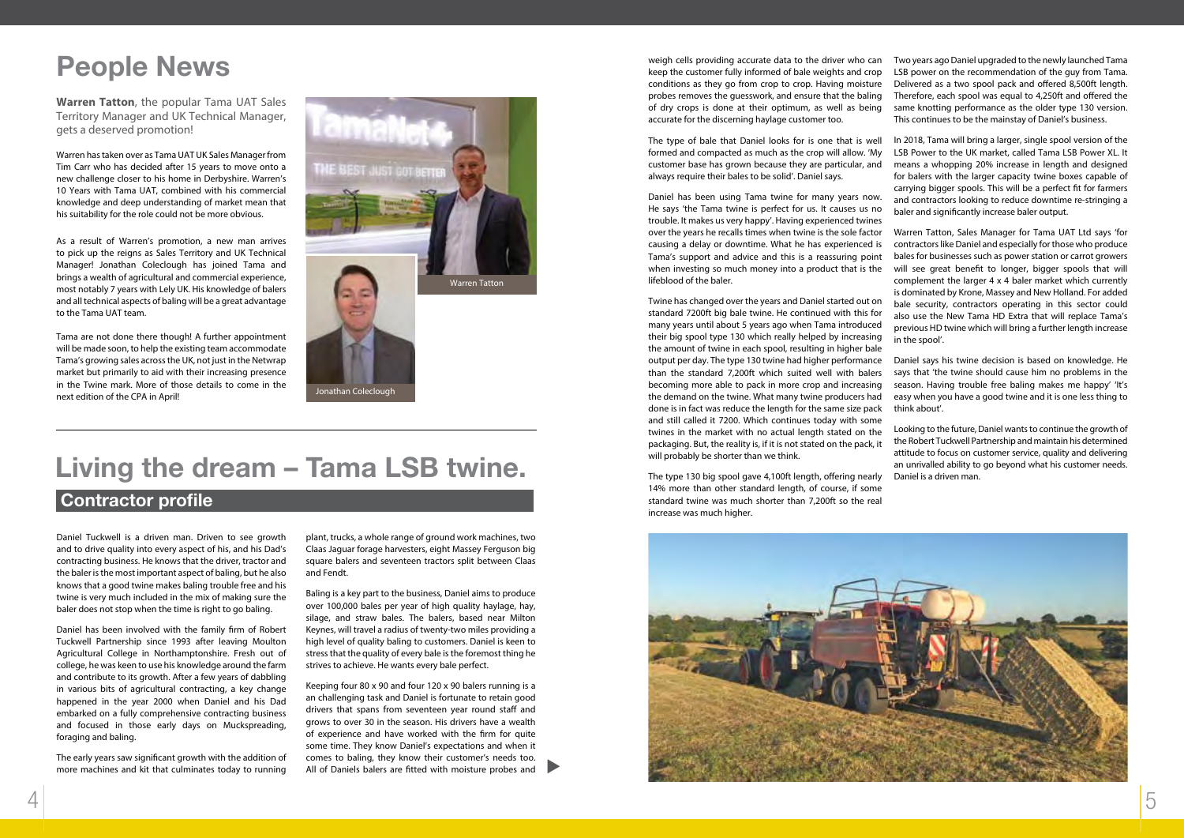# People News

**Warren Tatton**, the popular Tama UAT Sales Territory Manager and UK Technical Manager, gets a deserved promotion!

Warren has taken over as Tama UAT UK Sales Manager from Tim Carr who has decided after 15 years to move onto a new challenge closer to his home in Derbyshire. Warren's 10 Years with Tama UAT, combined with his commercial knowledge and deep understanding of market mean that his suitability for the role could not be more obvious.

As a result of Warren's promotion, a new man arrives to pick up the reigns as Sales Territory and UK Technical Manager! Jonathan Coleclough has joined Tama and brings a wealth of agricultural and commercial experience, most notably 7 years with Lely UK. His knowledge of balers and all technical aspects of baling will be a great advantage to the Tama UAT team.

Tama are not done there though! A further appointment will be made soon, to help the existing team accommodate Tama's growing sales across the UK, not just in the Netwrap market but primarily to aid with their increasing presence in the Twine mark. More of those details to come in the next edition of the CPA in April!

Warren Tatton

Jonathan Coleclough

# Living the dream – Tama LSB twine.

## Contractor profile

Daniel Tuckwell is a driven man. Driven to see growth and to drive quality into every aspect of his, and his Dad's contracting business. He knows that the driver, tractor and the baler is the most important aspect of baling, but he also knows that a good twine makes baling trouble free and his twine is very much included in the mix of making sure the baler does not stop when the time is right to go baling.

Daniel has been involved with the family firm of Robert Tuckwell Partnership since 1993 after leaving Moulton Agricultural College in Northamptonshire. Fresh out of college, he was keen to use his knowledge around the farm and contribute to its growth. After a few years of dabbling in various bits of agricultural contracting, a key change happened in the year 2000 when Daniel and his Dad embarked on a fully comprehensive contracting business and focused in those early days on Muckspreading, foraging and baling.

The early years saw significant growth with the addition of more machines and kit that culminates today to running plant, trucks, a whole range of ground work machines, two Claas Jaguar forage harvesters, eight Massey Ferguson big square balers and seventeen tractors split between Claas and Fendt.

Baling is a key part to the business, Daniel aims to produce over 100,000 bales per year of high quality haylage, hay, silage, and straw bales. The balers, based near Milton Keynes, will travel a radius of twenty-two miles providing a high level of quality baling to customers. Daniel is keen to stress that the quality of every bale is the foremost thing he strives to achieve. He wants every bale perfect.

Keeping four 80 x 90 and four 120 x 90 balers running is a an challenging task and Daniel is fortunate to retain good drivers that spans from seventeen year round staff and grows to over 30 in the season. His drivers have a wealth of experience and have worked with the firm for quite some time. They know Daniel's expectations and when it comes to baling, they know their customer's needs too. All of Daniels balers are fitted with moisture probes and weigh cells providing accurate data to the driver who can keep the customer fully informed of bale weights and crop conditions as they go from crop to crop. Having moisture probes removes the guesswork, and ensure that the baling of dry crops is done at their optimum, as well as being accurate for the discerning haylage customer too.

The type of bale that Daniel looks for is one that is well formed and compacted as much as the crop will allow. 'My customer base has grown because they are particular, and always require their bales to be solid'. Daniel says.

Daniel has been using Tama twine for many years now. He says 'the Tama twine is perfect for us. It causes us no trouble. It makes us very happy'. Having experienced twines over the years he recalls times when twine is the sole factor causing a delay or downtime. What he has experienced is Tama's support and advice and this is a reassuring point when investing so much money into a product that is the lifeblood of the baler.

Twine has changed over the years and Daniel started out on standard 7200ft big bale twine. He continued with this for many years until about 5 years ago when Tama introduced their big spool type 130 which really helped by increasing the amount of twine in each spool, resulting in higher bale output per day. The type 130 twine had higher performance than the standard 7,200ft which suited well with balers becoming more able to pack in more crop and increasing the demand on the twine. What many twine producers had done is in fact was reduce the length for the same size pack and still called it 7200. Which continues today with some twines in the market with no actual length stated on the packaging. But, the reality is, if it is not stated on the pack, it will probably be shorter than we think.

The type 130 big spool gave 4,100ft length, offering nearly 14% more than other standard length, of course, if some standard twine was much shorter than 7,200ft so the real increase was much higher.

Two years ago Daniel upgraded to the newly launched Tama LSB power on the recommendation of the guy from Tama. Delivered as a two spool pack and offered 8,500ft length. Therefore, each spool was equal to 4,250ft and offered the same knotting performance as the older type 130 version. This continues to be the mainstay of Daniel's business.

In 2018, Tama will bring a larger, single spool version of the LSB Power to the UK market, called Tama LSB Power XL. It means a whopping 20% increase in length and designed for balers with the larger capacity twine boxes capable of carrying bigger spools. This will be a perfect fit for farmers and contractors looking to reduce downtime re-stringing a baler and significantly increase baler output.

Warren Tatton, Sales Manager for Tama UAT Ltd says 'for contractors like Daniel and especially for those who produce bales for businesses such as power station or carrot growers will see great benefit to longer, bigger spools that will complement the larger 4 x 4 baler market which currently is dominated by Krone, Massey and New Holland. For added bale security, contractors operating in this sector could also use the New Tama HD Extra that will replace Tama's previous HD twine which will bring a further length increase in the spool'.

Daniel says his twine decision is based on knowledge. He says that 'the twine should cause him no problems in the season. Having trouble free baling makes me happy' 'It's easy when you have a good twine and it is one less thing to think about'.

Looking to the future, Daniel wants to continue the growth of the Robert Tuckwell Partnership and maintain his determined attitude to focus on customer service, quality and delivering an unrivalled ability to go beyond what his customer needs. Daniel is a driven man.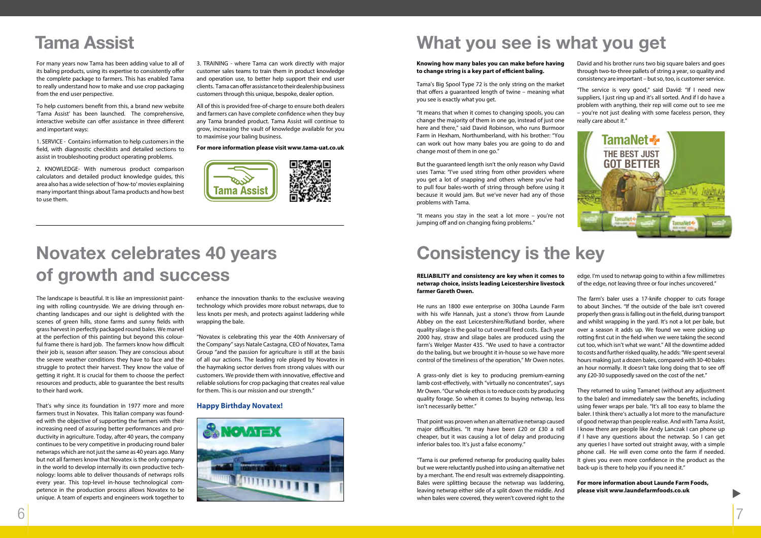# Tama Assist

For many years now Tama has been adding value to all of its baling products, using its expertise to consistently offer the complete package to farmers. This has enabled Tama to really understand how to make and use crop packaging from the end user perspective.

To help customers benefit from this, a brand new website 'Tama Assist' has been launched. The comprehensive, interactive website can offer assistance in three different and important ways:

1. SERVICE - Contains information to help customers in the field, with diagnostic checklists and detailed sections to assist in troubleshooting product operating problems.

2. KNOWLEDGE- With numerous product comparison calculators and detailed product knowledge guides, this area also has a wide selection of 'how-to' movies explaining many important things about Tama products and how best to use them.

3. TRAINING - where Tama can work directly with major customer sales teams to train them in product knowledge and operation use, to better help support their end user clients. Tama can offer assistance to their dealership business customers through this unique, bespoke, dealer option.

All of this is provided free-of-charge to ensure both dealers and farmers can have complete confidence when they buy any Tama branded product. Tama Assist will continue to grow, increasing the vault of knowledge available for you to maximise your baling business.

**For more information please visit www.tama-uat.co.uk**

# Novatex celebrates 40 years of growth and success

The landscape is beautiful. It is like an impressionist painting with rolling countryside. We are driving through enchanting landscapes and our sight is delighted with the scenes of green hills, stone farms and sunny fields with grass harvest in perfectly packaged round bales. We marvel at the perfection of this painting but beyond this colourful frame there is hard job. The farmers know how difficult their job is, season after season. They are conscious about the severe weather conditions they have to face and the struggle to protect their harvest. They know the value of getting it right. It is crucial for them to choose the perfect resources and products, able to guarantee the best results to their hard work.

That's why since its foundation in 1977 more and more farmers trust in Novatex. This Italian company was founded with the objective of supporting the farmers with their increasing need of assuring better performances and productivity in agriculture. Today, after 40 years, the company continues to be very competitive in producing round baler netwraps which are not just the same as 40 years ago. Many but not all farmers know that Novatex is the only company in the world to develop internally its own productive technology: looms able to deliver thousands of netwraps rolls every year. This top-level in-house technological competence in the production process allows Novatex to be unique. A team of experts and engineers work together to enhance the innovation thanks to the exclusive weaving technology which provides more robust netwraps, due to less knots per mesh, and protects against laddering while wrapping the bale.

"Novatex is celebrating this year the 40th Anniversary of the Company" says Natale Castagna, CEO of Novatex, Tama Group "and the passion for agriculture is still at the basis of all our actions. The leading role played by Novatex in the haymaking sector derives from strong values with our customers. We provide them with innovative, effective and reliable solutions for crop packaging that creates real value for them. This is our mission and our strength."

**Happy Birthday Novatex!**

# What you see is what you get

**Knowing how many bales you can make before having to change string is a key part of efficient baling.**

Tama's Big Spool Type 72 is the only string on the market that offers a guaranteed length of twine – meaning what you see is exactly what you get.

"It means that when it comes to changing spools, you can change the majority of them in one go, instead of just one here and there," said David Robinson, who runs Burmoor Farm in Hexham, Northumberland, with his brother: "You can work out how many bales you are going to do and change most of them in one go."

But the guaranteed length isn't the only reason why David uses Tama: "I've used string from other providers where you get a lot of snapping and others where you've had to pull four bales-worth of string through before using it because it would jam. But we've never had any of those problems with Tama.

"It means you stay in the seat a lot more – you're not jumping off and on changing fixing problems."

David and his brother runs two big square balers and goes through two-to-three pallets of string a year, so quality and consistency are important – but so, too, is customer service.

"The service is very good," said David: "If I need new suppliers, I just ring up and it's all sorted. And if I do have a problem with anything, their rep will come out to see me – you're not just dealing with some faceless person, they really care about it."

# Consistency is the key

**RELIABILITY and consistency are key when it comes to netwrap choice, insists leading Leicestershire livestock farmer Gareth Owen.**

He runs an 1800 ewe enterprise on 300ha Launde Farm with his wife Hannah, just a stone's throw from Launde Abbey on the east Leicestershire/Rutland border, where quality silage is the goal to cut overall feed costs. Each year 2000 hay, straw and silage bales are produced using the farm's Welger Master 435. "We used to have a contractor do the baling, but we brought it in-house so we have more control of the timeliness of the operation," Mr Owen notes.

A grass-only diet is key to producing premium-earning lamb cost-effectively, with "virtually no concentrates", says Mr Owen. "Our whole ethos is to reduce costs by producing quality forage. So when it comes to buying netwrap, less isn't necessarily better."

That point was proven when an alternative netwrap caused major difficulties. "It may have been £20 or £30 a roll cheaper, but it was causing a lot of delay and producing inferior bales too. It's just a false economy."

"Tama is our preferred netwrap for producing quality bales but we were reluctantly pushed into using an alternative net by a merchant. The end result was extremely disappointing. Bales were splitting because the netwrap was laddering, leaving netwrap either side of a split down the middle. And when bales were covered, they weren't covered right to the edge. I'm used to netwrap going to within a few millimetres of the edge, not leaving three or four inches uncovered."

The farm's baler uses a 17-knife chopper to cuts forage to about 3inches. "If the outside of the bale isn't covered properly then grass is falling out in the field, during transport and whilst wrapping in the yard. It's not a lot per bale, but over a season it adds up. We found we were picking up rotting first cut in the field when we were taking the second cut too, which isn't what we want." All the downtime added to costs and further risked quality, he adds: "We spent several hours making just a dozen bales, compared with 30-40 bales an hour normally. It doesn't take long doing that to see off any £20-30 supposedly saved on the cost of the net."

They returned to using Tamanet (without any adjustment to the baler) and immediately saw the benefits, including using fewer wraps per bale. "It's all too easy to blame the baler. I think there's actually a lot more to the manufacture of good netwrap than people realise. And with Tama Assist, I know there are people like Andy Lanczak I can phone up if I have any questions about the netwrap. So I can get any queries I have sorted out straight away, with a simple phone call. He will even come onto the farm if needed. It gives you even more confidence in the product as the back-up is there to help you if you need it."

**For more information about Launde Farm Foods, please visit www.laundefarmfoods.co.uk**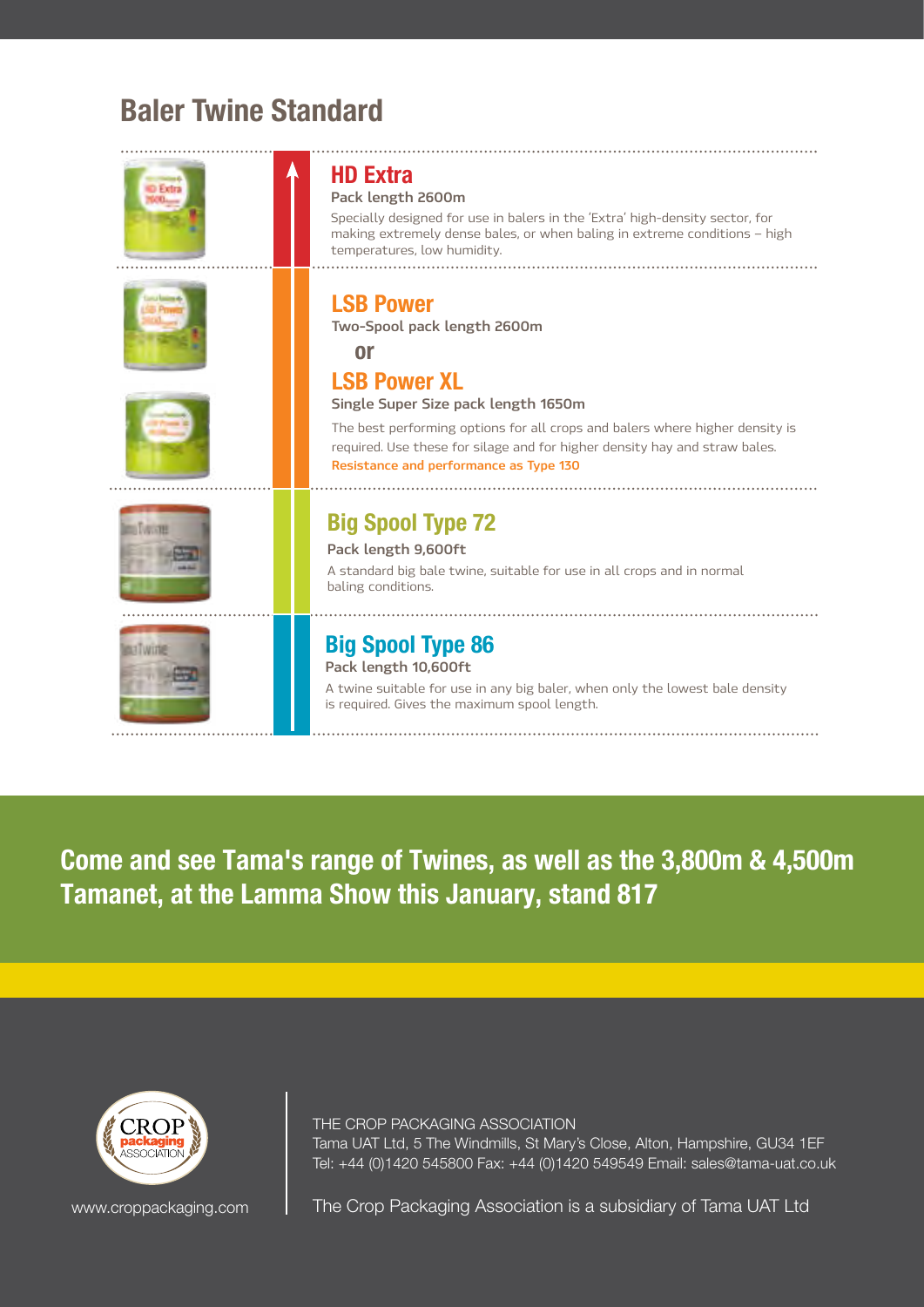# Baler Twine Standard

## HD Extra

**Pack length 2600m**

Specially designed for use in balers in the 'Extra' high-density sector, for making extremely dense bales, or when baling in extreme conditions – high temperatures, low humidity.

## LSB Power

**Two-Spool pack length 2600m**

**or**

## LSB Power XL

**Single Super Size pack length 1650m**

The best performing options for all crops and balers where higher density is required. Use these for silage and for higher density hay and straw bales.

**Resistance and performance as Type 130**

## Big Spool Type 72

**Pack length 9,600ft**

A standard big bale twine, suitable for use in all crops and in normal baling conditions.

## Big Spool Type 86

**Pack length 10,600ft**

A twine suitable for use in any big baler, when only the lowest bale density is required. Gives the maximum spool length.

**Come and see Tama's range of Twines, as well as the 3,800m & 4,500m Tamanet, at the Lamma Show this January, stand 817**

CROP packaging ASSOCIATION

www.croppackaging.com

THE CROP PACKAGING ASSOCIATION
Tama UAT Ltd, 5 The Windmills, St Mary's Close, Alton, Hampshire, GU34 1EF
Tel: +44 (0)1420 545800 Fax: +44 (0)1420 549549 Email: sales@tama-uat.co.uk

The Crop Packaging Association is a subsidiary of Tama UAT Ltd